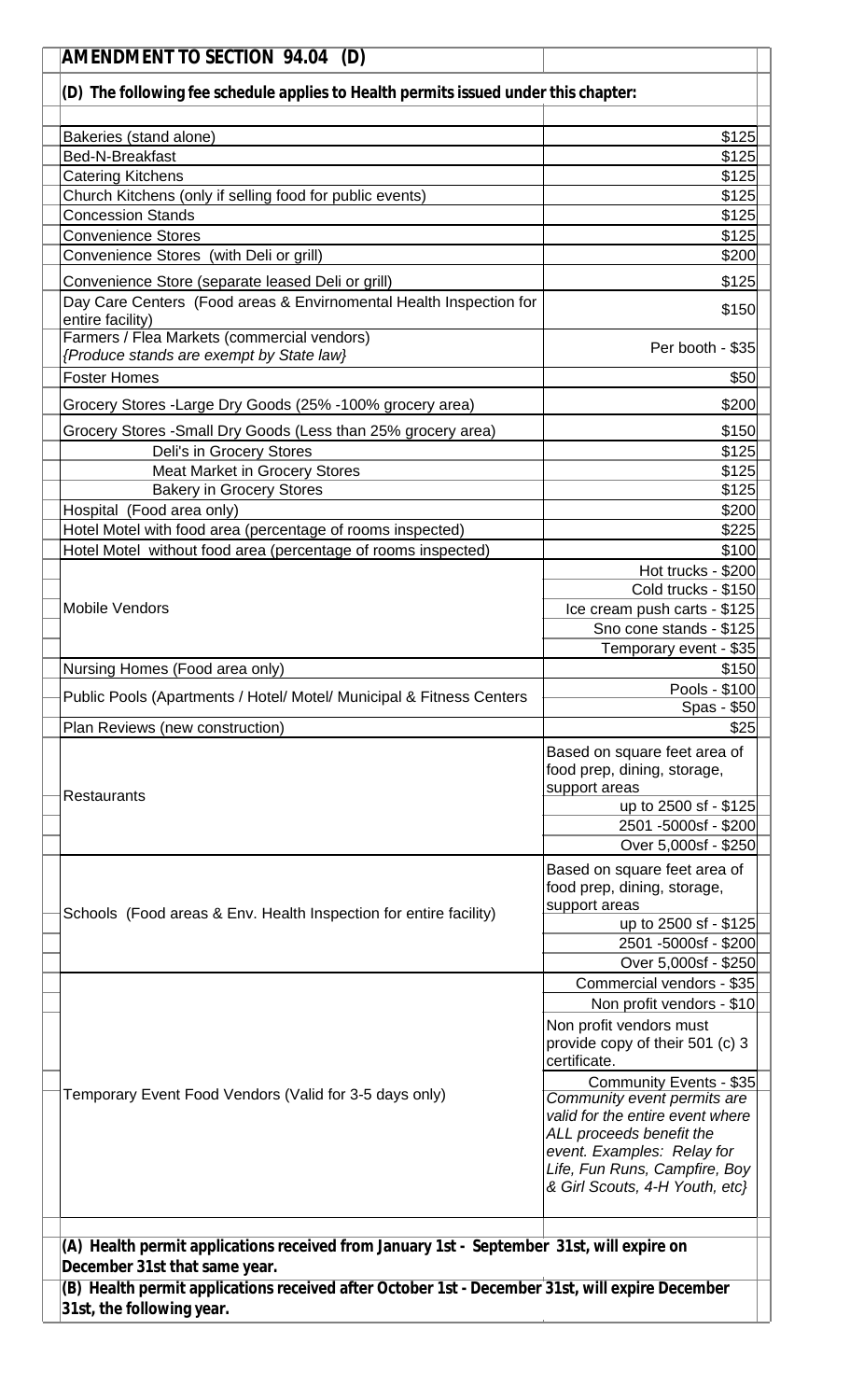# AMENDMENT TO SECTION 94.04 (D)

**(D) The following fee schedule applies to Health permits issued under this chapter:**

| Permit Type | Fee |
|---|---|
| Bakeries (stand alone) | $125 |
| Bed-N-Breakfast | $125 |
| Catering Kitchens | $125 |
| Church Kitchens (only if selling food for public events) | $125 |
| Concession Stands | $125 |
| Convenience Stores | $125 |
| Convenience Stores (with Deli or grill) | $200 |
| Convenience Store (separate leased Deli or grill) | $125 |
| Day Care Centers (Food areas & Envirnomental Health Inspection for entire facility) | $150 |
| Farmers / Flea Markets (commercial vendors) *{Produce stands are exempt by State law}* | Per booth - $35 |
| Foster Homes | $50 |
| Grocery Stores -Large Dry Goods (25% -100% grocery area) | $200 |
| Grocery Stores -Small Dry Goods (Less than 25% grocery area) | $150 |
| Deli's in Grocery Stores | $125 |
| Meat Market in Grocery Stores | $125 |
| Bakery in Grocery Stores | $125 |
| Hospital (Food area only) | $200 |
| Hotel Motel with food area (percentage of rooms inspected) | $225 |
| Hotel Motel without food area (percentage of rooms inspected) | $100 |
| Mobile Vendors | Hot trucks - $200 |
| | Cold trucks - $150 |
| | Ice cream push carts - $125 |
| | Sno cone stands - $125 |
| | Temporary event - $35 |
| Nursing Homes (Food area only) | $150 |
| Public Pools (Apartments / Hotel/ Motel/ Municipal & Fitness Centers | Pools - $100 |
| | Spas - $50 |
| Plan Reviews (new construction) | $25 |
| Restaurants | Based on square feet area of food prep, dining, storage, support areas |
| | up to 2500 sf - $125 |
| | 2501 -5000sf - $200 |
| | Over 5,000sf - $250 |
| Schools (Food areas & Env. Health Inspection for entire facility) | Based on square feet area of food prep, dining, storage, support areas |
| | up to 2500 sf - $125 |
| | 2501 -5000sf - $200 |
| | Over 5,000sf - $250 |
| Temporary Event Food Vendors (Valid for 3-5 days only) | Commercial vendors - $35 |
| | Non profit vendors - $10 |
| | Non profit vendors must provide copy of their 501 (c) 3 certificate. |
| | Community Events - $35 *Community event permits are valid for the entire event where ALL proceeds benefit the event. Examples: Relay for Life, Fun Runs, Campfire, Boy & Girl Scouts, 4-H Youth, etc}* |

**(A) Health permit applications received from January 1st - September 31st, will expire on December 31st that same year.**

**(B) Health permit applications received after October 1st - December 31st, will expire December 31st, the following year.**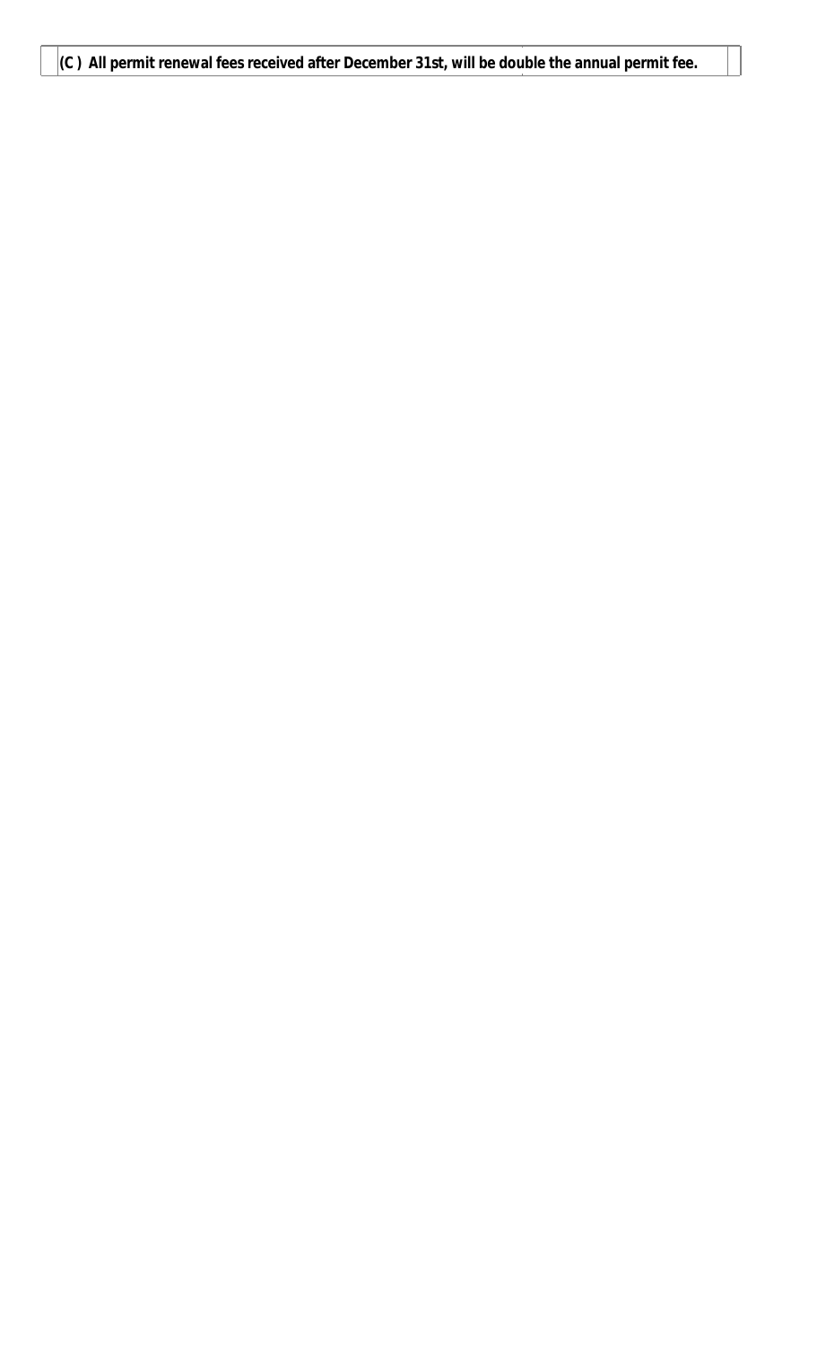**(C ) All permit renewal fees received after December 31st, will be double the annual permit fee.**